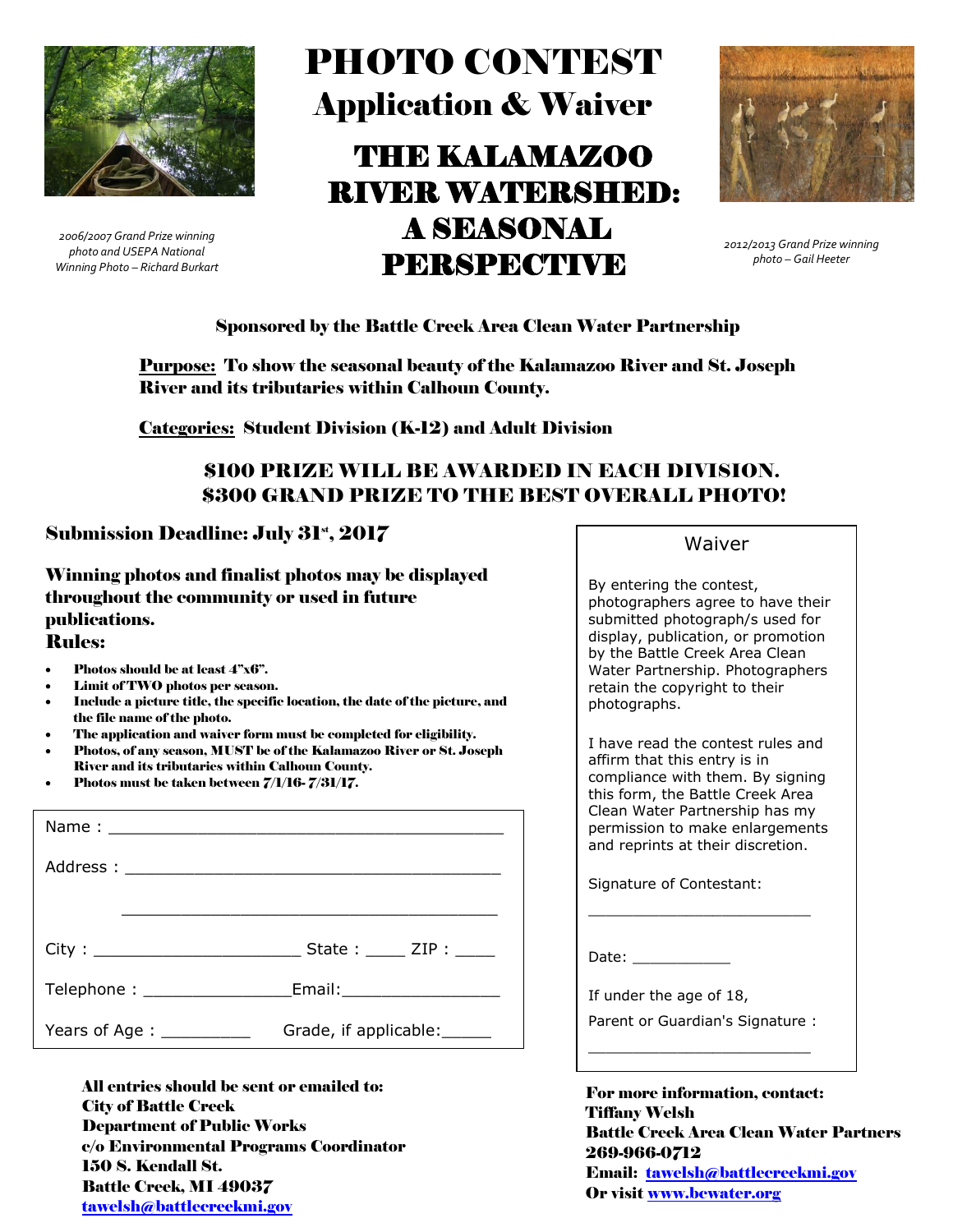# PHOTO CONTEST

## Application & Waiver

# THE KALAMAZOO RIVER WATERSHED: A SEASONAL PERSPECTIVE

*2006/2007 Grand Prize winning photo and USEPA National Winning Photo – Richard Burkart*

*2012/2013 Grand Prize winning photo – Gail Heeter*

**Sponsored by the Battle Creek Area Clean Water Partnership**

**Purpose:** **To show the seasonal beauty of the Kalamazoo River and St. Joseph River and its tributaries within Calhoun County.**

**Categories:** **Student Division (K-12) and Adult Division**

**$100 PRIZE WILL BE AWARDED IN EACH DIVISION.**
**$300 GRAND PRIZE TO THE BEST OVERALL PHOTO!**

**Submission Deadline: July 31st, 2017**

**Winning photos and finalist photos may be displayed throughout the community or used in future publications.**

**Rules:**

- **Photos should be at least 4"x6".**
- **Limit of TWO photos per season.**
- **Include a picture title, the specific location, the date of the picture, and the file name of the photo.**
- **The application and waiver form must be completed for eligibility.**
- **Photos, of any season, MUST be of the Kalamazoo River or St. Joseph River and its tributaries within Calhoun County.**
- **Photos must be taken between 7/1/16- 7/31/17.**

Name : ________________________________________

Address : ______________________________________

________________________________________

City : ____________________ State : ____ ZIP : ____

Telephone : ______________Email:________________

Years of Age : _________ Grade, if applicable:_____

**All entries should be sent or emailed to:**
**City of Battle Creek**
**Department of Public Works**
**c/o Environmental Programs Coordinator**
**150 S. Kendall St.**
**Battle Creek, MI 49037**
**tawelsh@battlecreekmi.gov**

### Waiver

By entering the contest, photographers agree to have their submitted photograph/s used for display, publication, or promotion by the Battle Creek Area Clean Water Partnership. Photographers retain the copyright to their photographs.

I have read the contest rules and affirm that this entry is in compliance with them. By signing this form, the Battle Creek Area Clean Water Partnership has my permission to make enlargements and reprints at their discretion.

Signature of Contestant:

________________________

Date: ___________

If under the age of 18,

Parent or Guardian's Signature :

________________________

**For more information, contact:**
**Tiffany Welsh**
**Battle Creek Area Clean Water Partners**
**269-966-0712**
**Email: tawelsh@battlecreekmi.gov**
**Or visit www.bcwater.org**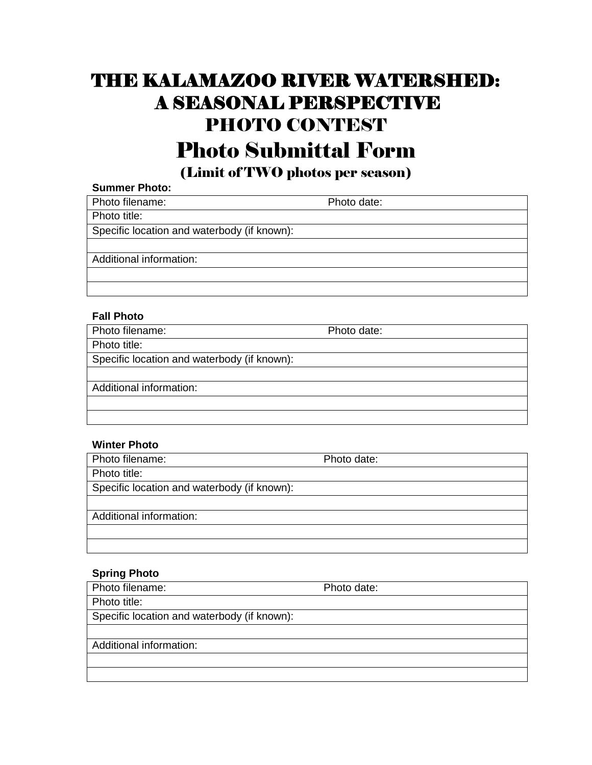# THE KALAMAZOO RIVER WATERSHED: A SEASONAL PERSPECTIVE PHOTO CONTEST

## Photo Submittal Form

### (Limit of TWO photos per season)

**Summer Photo:**

| | |
|---|---|
| Photo filename: | Photo date: |
| Photo title: | |
| Specific location and waterbody (if known): | |
| | |
| Additional information: | |
| | |
| | |

**Fall Photo**

| | |
|---|---|
| Photo filename: | Photo date: |
| Photo title: | |
| Specific location and waterbody (if known): | |
| | |
| Additional information: | |
| | |
| | |

**Winter Photo**

| | |
|---|---|
| Photo filename: | Photo date: |
| Photo title: | |
| Specific location and waterbody (if known): | |
| | |
| Additional information: | |
| | |
| | |

**Spring Photo**

| | |
|---|---|
| Photo filename: | Photo date: |
| Photo title: | |
| Specific location and waterbody (if known): | |
| | |
| Additional information: | |
| | |
| | |